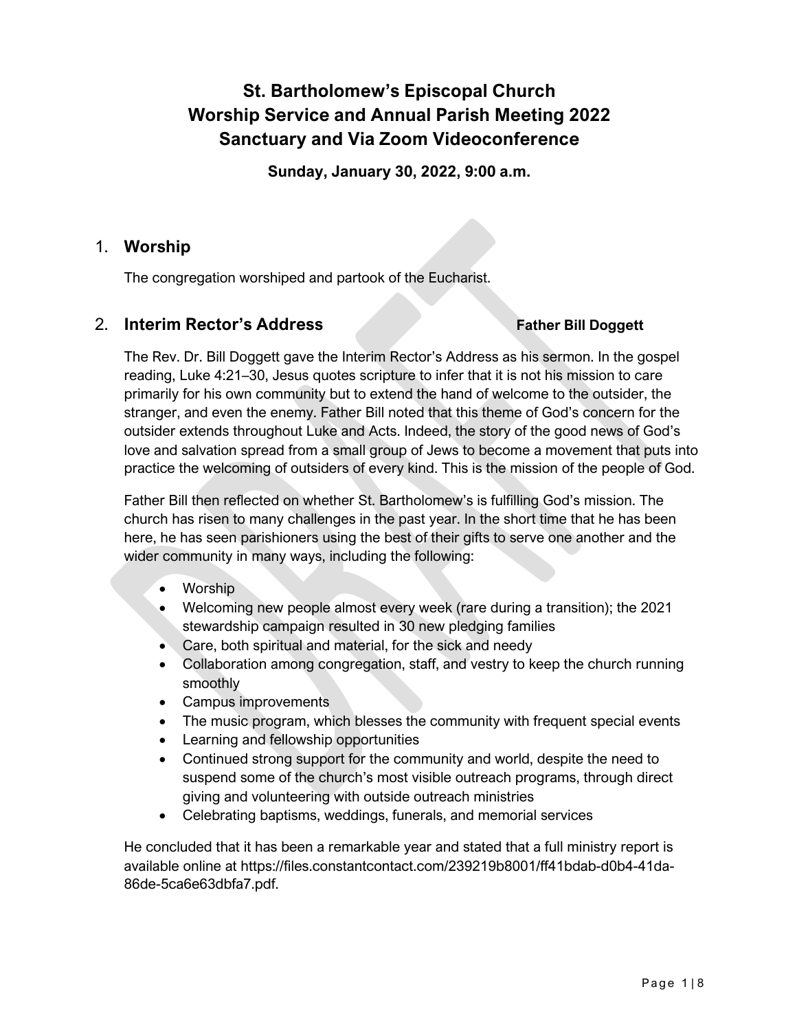# St. Bartholomew's Episcopal Church
# Worship Service and Annual Parish Meeting 2022
# Sanctuary and Via Zoom Videoconference

**Sunday, January 30, 2022, 9:00 a.m.**

## 1. Worship

The congregation worshiped and partook of the Eucharist.

## 2. Interim Rector's Address — Father Bill Doggett

The Rev. Dr. Bill Doggett gave the Interim Rector's Address as his sermon. In the gospel reading, Luke 4:21–30, Jesus quotes scripture to infer that it is not his mission to care primarily for his own community but to extend the hand of welcome to the outsider, the stranger, and even the enemy. Father Bill noted that this theme of God's concern for the outsider extends throughout Luke and Acts. Indeed, the story of the good news of God's love and salvation spread from a small group of Jews to become a movement that puts into practice the welcoming of outsiders of every kind. This is the mission of the people of God.

Father Bill then reflected on whether St. Bartholomew's is fulfilling God's mission. The church has risen to many challenges in the past year. In the short time that he has been here, he has seen parishioners using the best of their gifts to serve one another and the wider community in many ways, including the following:

- Worship
- Welcoming new people almost every week (rare during a transition); the 2021 stewardship campaign resulted in 30 new pledging families
- Care, both spiritual and material, for the sick and needy
- Collaboration among congregation, staff, and vestry to keep the church running smoothly
- Campus improvements
- The music program, which blesses the community with frequent special events
- Learning and fellowship opportunities
- Continued strong support for the community and world, despite the need to suspend some of the church's most visible outreach programs, through direct giving and volunteering with outside outreach ministries
- Celebrating baptisms, weddings, funerals, and memorial services

He concluded that it has been a remarkable year and stated that a full ministry report is available online at https://files.constantcontact.com/239219b8001/ff41bdab-d0b4-41da-86de-5ca6e63dbfa7.pdf.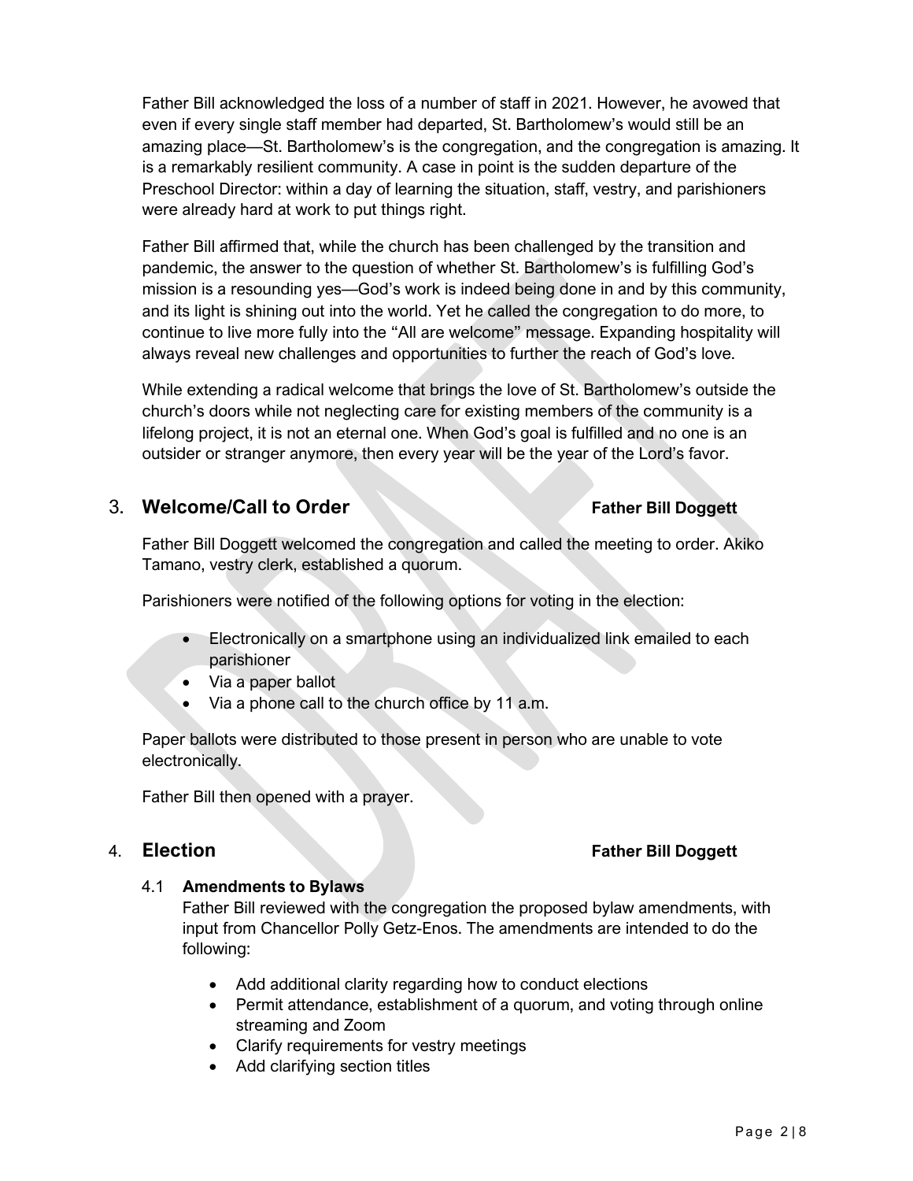Father Bill acknowledged the loss of a number of staff in 2021. However, he avowed that even if every single staff member had departed, St. Bartholomew's would still be an amazing place—St. Bartholomew's is the congregation, and the congregation is amazing. It is a remarkably resilient community. A case in point is the sudden departure of the Preschool Director: within a day of learning the situation, staff, vestry, and parishioners were already hard at work to put things right.

Father Bill affirmed that, while the church has been challenged by the transition and pandemic, the answer to the question of whether St. Bartholomew's is fulfilling God's mission is a resounding yes—God's work is indeed being done in and by this community, and its light is shining out into the world. Yet he called the congregation to do more, to continue to live more fully into the "All are welcome" message. Expanding hospitality will always reveal new challenges and opportunities to further the reach of God's love.

While extending a radical welcome that brings the love of St. Bartholomew's outside the church's doors while not neglecting care for existing members of the community is a lifelong project, it is not an eternal one. When God's goal is fulfilled and no one is an outsider or stranger anymore, then every year will be the year of the Lord's favor.

## 3. Welcome/Call to Order — Father Bill Doggett

Father Bill Doggett welcomed the congregation and called the meeting to order. Akiko Tamano, vestry clerk, established a quorum.

Parishioners were notified of the following options for voting in the election:

- Electronically on a smartphone using an individualized link emailed to each parishioner
- Via a paper ballot
- Via a phone call to the church office by 11 a.m.

Paper ballots were distributed to those present in person who are unable to vote electronically.

Father Bill then opened with a prayer.

## 4. Election — Father Bill Doggett

### 4.1 Amendments to Bylaws

Father Bill reviewed with the congregation the proposed bylaw amendments, with input from Chancellor Polly Getz-Enos. The amendments are intended to do the following:

- Add additional clarity regarding how to conduct elections
- Permit attendance, establishment of a quorum, and voting through online streaming and Zoom
- Clarify requirements for vestry meetings
- Add clarifying section titles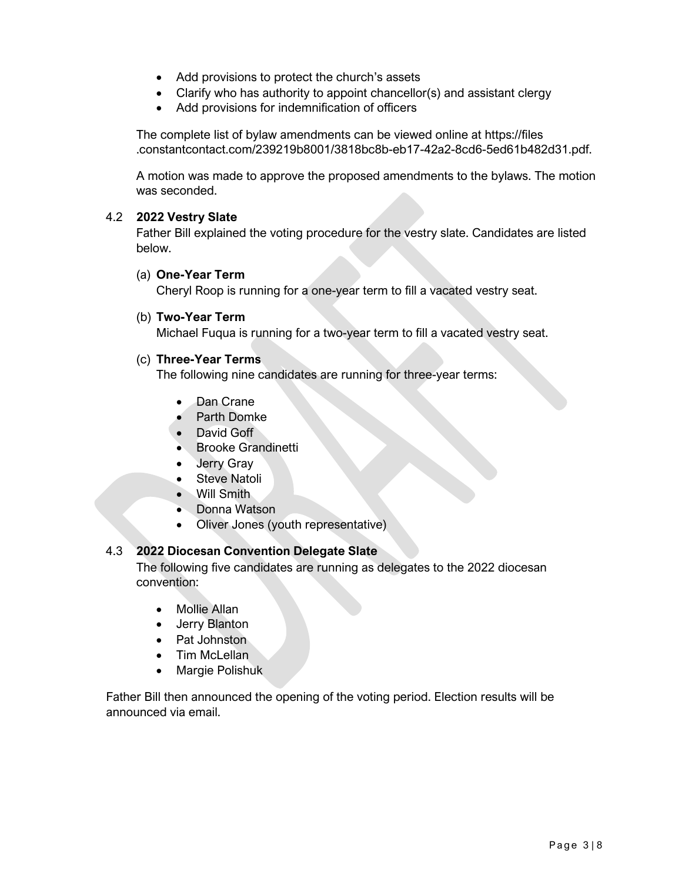- Add provisions to protect the church's assets
- Clarify who has authority to appoint chancellor(s) and assistant clergy
- Add provisions for indemnification of officers

The complete list of bylaw amendments can be viewed online at https://files.constantcontact.com/239219b8001/3818bc8b-eb17-42a2-8cd6-5ed61b482d31.pdf.

A motion was made to approve the proposed amendments to the bylaws. The motion was seconded.

### 4.2 2022 Vestry Slate

Father Bill explained the voting procedure for the vestry slate. Candidates are listed below.

(a) **One-Year Term**
Cheryl Roop is running for a one-year term to fill a vacated vestry seat.

(b) **Two-Year Term**
Michael Fuqua is running for a two-year term to fill a vacated vestry seat.

(c) **Three-Year Terms**
The following nine candidates are running for three-year terms:

- Dan Crane
- Parth Domke
- David Goff
- Brooke Grandinetti
- Jerry Gray
- Steve Natoli
- Will Smith
- Donna Watson
- Oliver Jones (youth representative)

### 4.3 2022 Diocesan Convention Delegate Slate

The following five candidates are running as delegates to the 2022 diocesan convention:

- Mollie Allan
- Jerry Blanton
- Pat Johnston
- Tim McLellan
- Margie Polishuk

Father Bill then announced the opening of the voting period. Election results will be announced via email.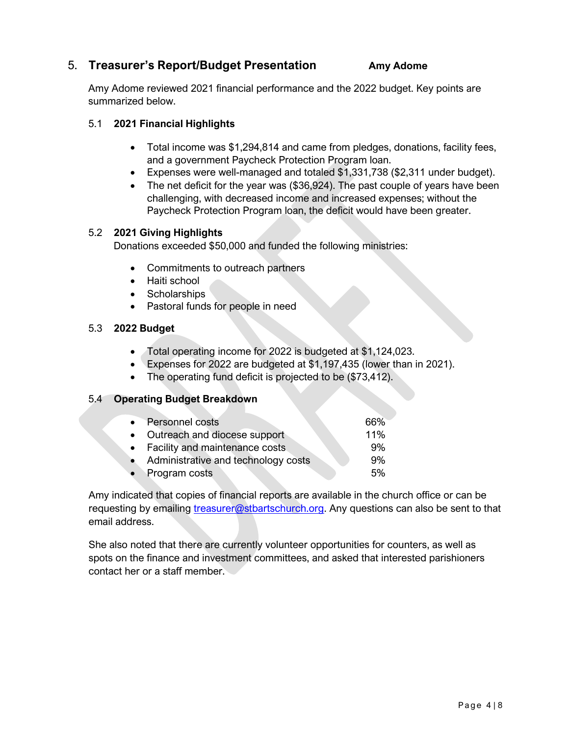## 5. Treasurer's Report/Budget Presentation — Amy Adome

Amy Adome reviewed 2021 financial performance and the 2022 budget. Key points are summarized below.

### 5.1 2021 Financial Highlights

- Total income was $1,294,814 and came from pledges, donations, facility fees, and a government Paycheck Protection Program loan.
- Expenses were well-managed and totaled $1,331,738 ($2,311 under budget).
- The net deficit for the year was ($36,924). The past couple of years have been challenging, with decreased income and increased expenses; without the Paycheck Protection Program loan, the deficit would have been greater.

### 5.2 2021 Giving Highlights

Donations exceeded $50,000 and funded the following ministries:

- Commitments to outreach partners
- Haiti school
- Scholarships
- Pastoral funds for people in need

### 5.3 2022 Budget

- Total operating income for 2022 is budgeted at $1,124,023.
- Expenses for 2022 are budgeted at $1,197,435 (lower than in 2021).
- The operating fund deficit is projected to be ($73,412).

### 5.4 Operating Budget Breakdown

| Category | Percentage |
|---|---|
| Personnel costs | 66% |
| Outreach and diocese support | 11% |
| Facility and maintenance costs | 9% |
| Administrative and technology costs | 9% |
| Program costs | 5% |

Amy indicated that copies of financial reports are available in the church office or can be requesting by emailing treasurer@stbartschurch.org. Any questions can also be sent to that email address.

She also noted that there are currently volunteer opportunities for counters, as well as spots on the finance and investment committees, and asked that interested parishioners contact her or a staff member.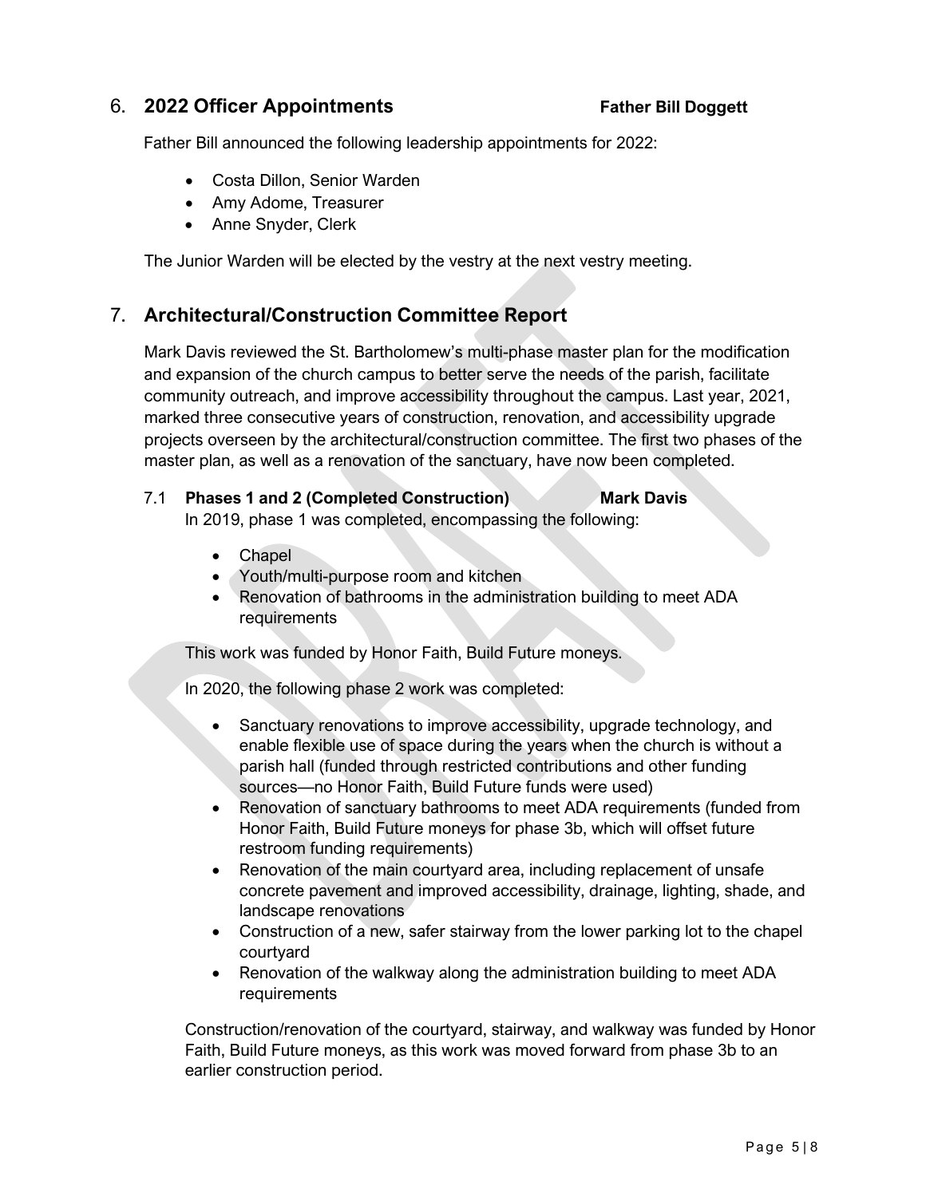## 6. 2022 Officer Appointments **Father Bill Doggett**

Father Bill announced the following leadership appointments for 2022:

- Costa Dillon, Senior Warden
- Amy Adome, Treasurer
- Anne Snyder, Clerk

The Junior Warden will be elected by the vestry at the next vestry meeting.

## 7. Architectural/Construction Committee Report

Mark Davis reviewed the St. Bartholomew's multi-phase master plan for the modification and expansion of the church campus to better serve the needs of the parish, facilitate community outreach, and improve accessibility throughout the campus. Last year, 2021, marked three consecutive years of construction, renovation, and accessibility upgrade projects overseen by the architectural/construction committee. The first two phases of the master plan, as well as a renovation of the sanctuary, have now been completed.

### 7.1 Phases 1 and 2 (Completed Construction) **Mark Davis**

In 2019, phase 1 was completed, encompassing the following:

- Chapel
- Youth/multi-purpose room and kitchen
- Renovation of bathrooms in the administration building to meet ADA requirements

This work was funded by Honor Faith, Build Future moneys.

In 2020, the following phase 2 work was completed:

- Sanctuary renovations to improve accessibility, upgrade technology, and enable flexible use of space during the years when the church is without a parish hall (funded through restricted contributions and other funding sources—no Honor Faith, Build Future funds were used)
- Renovation of sanctuary bathrooms to meet ADA requirements (funded from Honor Faith, Build Future moneys for phase 3b, which will offset future restroom funding requirements)
- Renovation of the main courtyard area, including replacement of unsafe concrete pavement and improved accessibility, drainage, lighting, shade, and landscape renovations
- Construction of a new, safer stairway from the lower parking lot to the chapel courtyard
- Renovation of the walkway along the administration building to meet ADA requirements

Construction/renovation of the courtyard, stairway, and walkway was funded by Honor Faith, Build Future moneys, as this work was moved forward from phase 3b to an earlier construction period.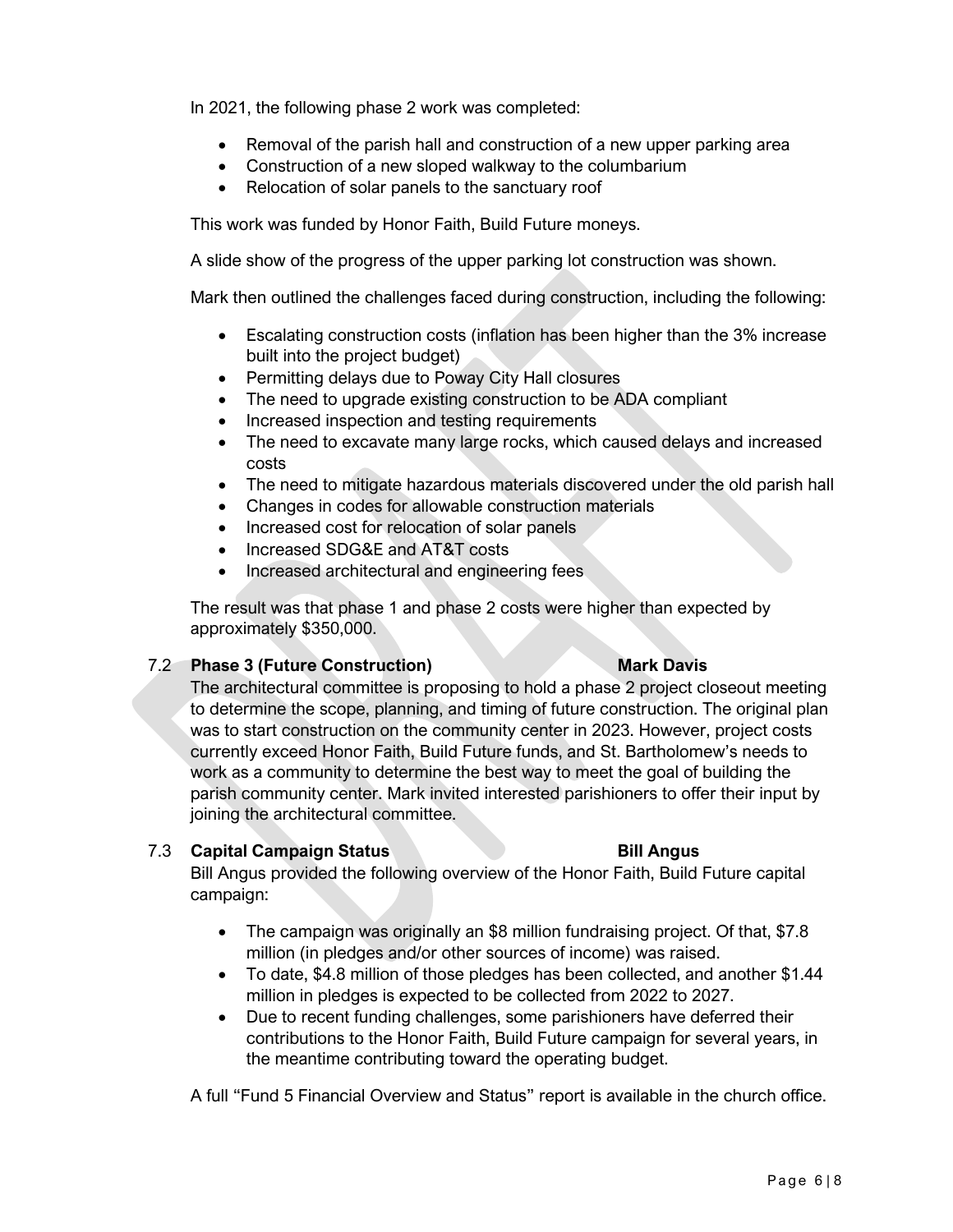In 2021, the following phase 2 work was completed:

- Removal of the parish hall and construction of a new upper parking area
- Construction of a new sloped walkway to the columbarium
- Relocation of solar panels to the sanctuary roof

This work was funded by Honor Faith, Build Future moneys.

A slide show of the progress of the upper parking lot construction was shown.

Mark then outlined the challenges faced during construction, including the following:

- Escalating construction costs (inflation has been higher than the 3% increase built into the project budget)
- Permitting delays due to Poway City Hall closures
- The need to upgrade existing construction to be ADA compliant
- Increased inspection and testing requirements
- The need to excavate many large rocks, which caused delays and increased costs
- The need to mitigate hazardous materials discovered under the old parish hall
- Changes in codes for allowable construction materials
- Increased cost for relocation of solar panels
- Increased SDG&E and AT&T costs
- Increased architectural and engineering fees

The result was that phase 1 and phase 2 costs were higher than expected by approximately $350,000.

**7.2 Phase 3 (Future Construction) — Mark Davis**

The architectural committee is proposing to hold a phase 2 project closeout meeting to determine the scope, planning, and timing of future construction. The original plan was to start construction on the community center in 2023. However, project costs currently exceed Honor Faith, Build Future funds, and St. Bartholomew's needs to work as a community to determine the best way to meet the goal of building the parish community center. Mark invited interested parishioners to offer their input by joining the architectural committee.

**7.3 Capital Campaign Status — Bill Angus**

Bill Angus provided the following overview of the Honor Faith, Build Future capital campaign:

- The campaign was originally an $8 million fundraising project. Of that, $7.8 million (in pledges and/or other sources of income) was raised.
- To date, $4.8 million of those pledges has been collected, and another $1.44 million in pledges is expected to be collected from 2022 to 2027.
- Due to recent funding challenges, some parishioners have deferred their contributions to the Honor Faith, Build Future campaign for several years, in the meantime contributing toward the operating budget.

A full "Fund 5 Financial Overview and Status" report is available in the church office.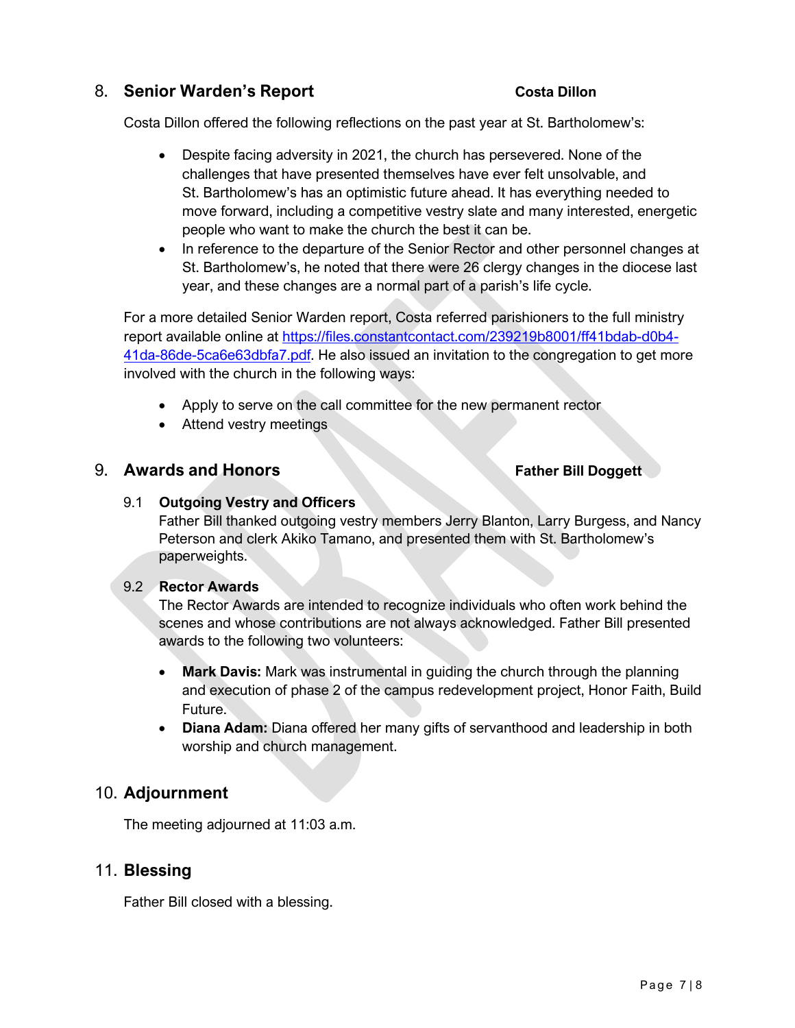## 8. Senior Warden's Report — Costa Dillon

Costa Dillon offered the following reflections on the past year at St. Bartholomew's:

- Despite facing adversity in 2021, the church has persevered. None of the challenges that have presented themselves have ever felt unsolvable, and St. Bartholomew's has an optimistic future ahead. It has everything needed to move forward, including a competitive vestry slate and many interested, energetic people who want to make the church the best it can be.
- In reference to the departure of the Senior Rector and other personnel changes at St. Bartholomew's, he noted that there were 26 clergy changes in the diocese last year, and these changes are a normal part of a parish's life cycle.

For a more detailed Senior Warden report, Costa referred parishioners to the full ministry report available online at https://files.constantcontact.com/239219b8001/ff41bdab-d0b4-41da-86de-5ca6e63dbfa7.pdf. He also issued an invitation to the congregation to get more involved with the church in the following ways:

- Apply to serve on the call committee for the new permanent rector
- Attend vestry meetings

## 9. Awards and Honors — Father Bill Doggett

### 9.1 Outgoing Vestry and Officers

Father Bill thanked outgoing vestry members Jerry Blanton, Larry Burgess, and Nancy Peterson and clerk Akiko Tamano, and presented them with St. Bartholomew's paperweights.

### 9.2 Rector Awards

The Rector Awards are intended to recognize individuals who often work behind the scenes and whose contributions are not always acknowledged. Father Bill presented awards to the following two volunteers:

- **Mark Davis:** Mark was instrumental in guiding the church through the planning and execution of phase 2 of the campus redevelopment project, Honor Faith, Build Future.
- **Diana Adam:** Diana offered her many gifts of servanthood and leadership in both worship and church management.

## 10. Adjournment

The meeting adjourned at 11:03 a.m.

## 11. Blessing

Father Bill closed with a blessing.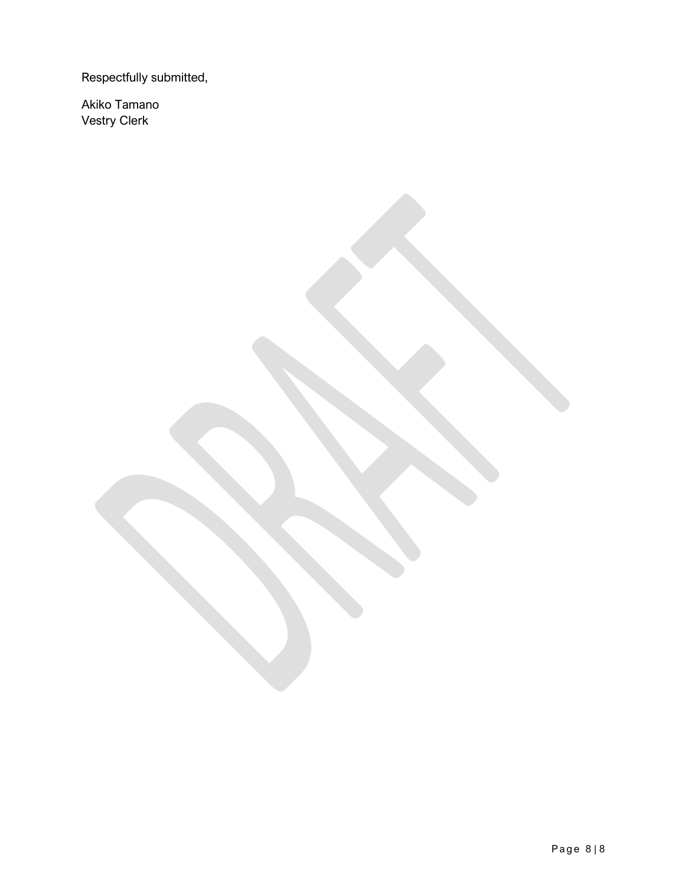Respectfully submitted,

Akiko Tamano
Vestry Clerk